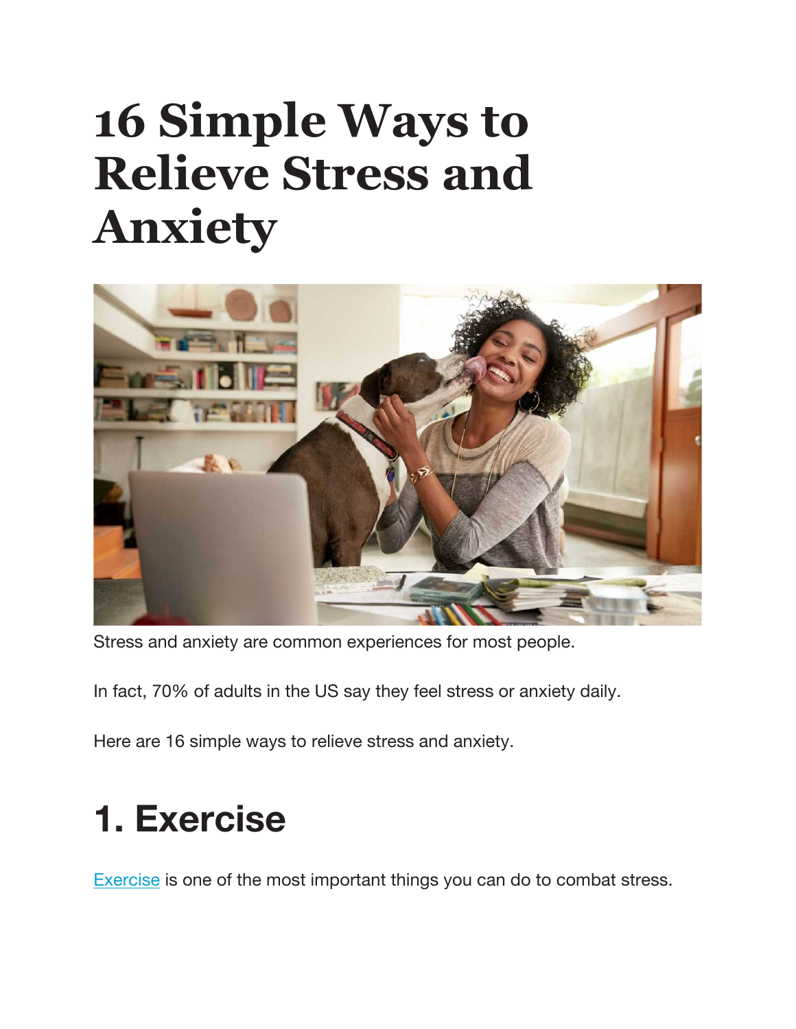# 16 Simple Ways to Relieve Stress and Anxiety

Stress and anxiety are common experiences for most people.

In fact, 70% of adults in the US say they feel stress or anxiety daily.

Here are 16 simple ways to relieve stress and anxiety.

## 1. Exercise

Exercise is one of the most important things you can do to combat stress.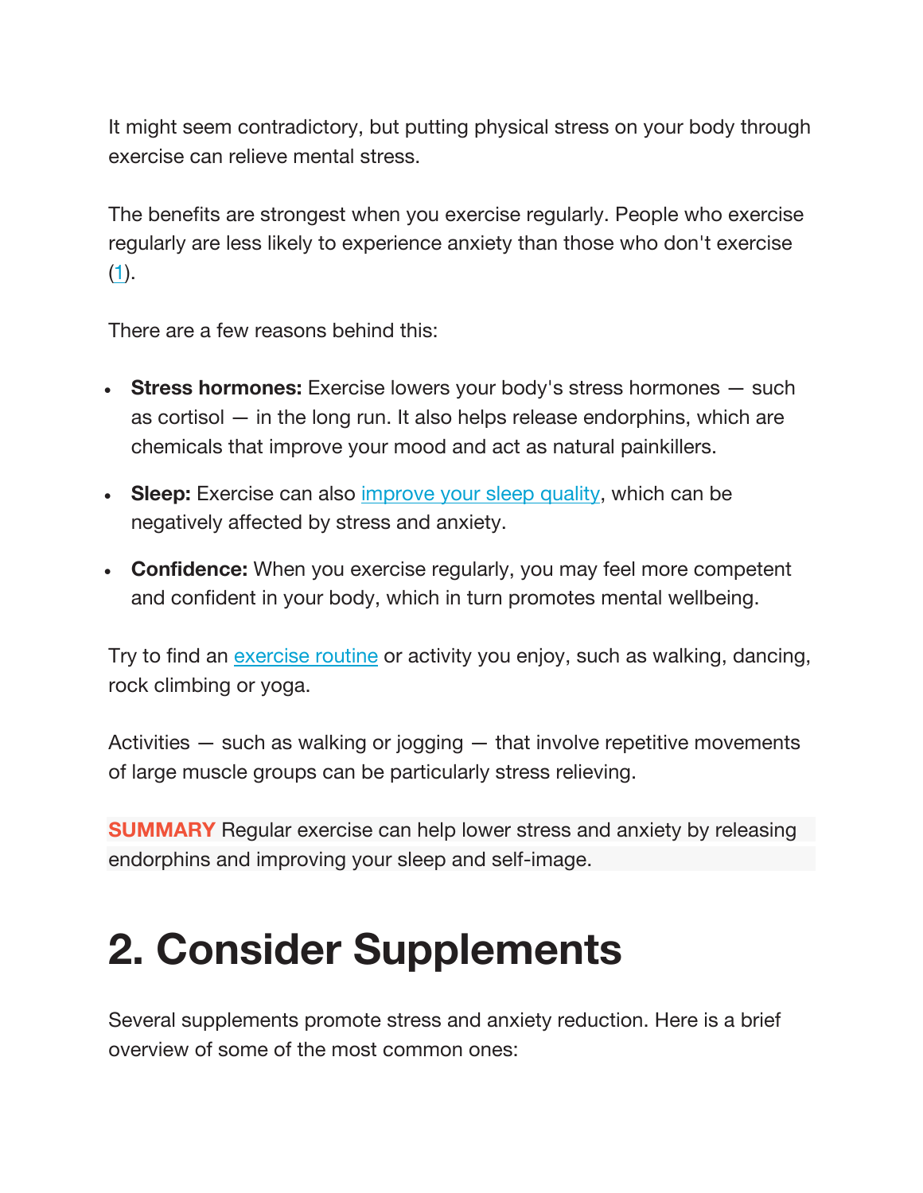It might seem contradictory, but putting physical stress on your body through exercise can relieve mental stress.

The benefits are strongest when you exercise regularly. People who exercise regularly are less likely to experience anxiety than those who don't exercise (1).

There are a few reasons behind this:

- **Stress hormones:** Exercise lowers your body's stress hormones — such as cortisol — in the long run. It also helps release endorphins, which are chemicals that improve your mood and act as natural painkillers.
- **Sleep:** Exercise can also improve your sleep quality, which can be negatively affected by stress and anxiety.
- **Confidence:** When you exercise regularly, you may feel more competent and confident in your body, which in turn promotes mental wellbeing.

Try to find an exercise routine or activity you enjoy, such as walking, dancing, rock climbing or yoga.

Activities — such as walking or jogging — that involve repetitive movements of large muscle groups can be particularly stress relieving.

**SUMMARY** Regular exercise can help lower stress and anxiety by releasing endorphins and improving your sleep and self-image.

# 2. Consider Supplements

Several supplements promote stress and anxiety reduction. Here is a brief overview of some of the most common ones: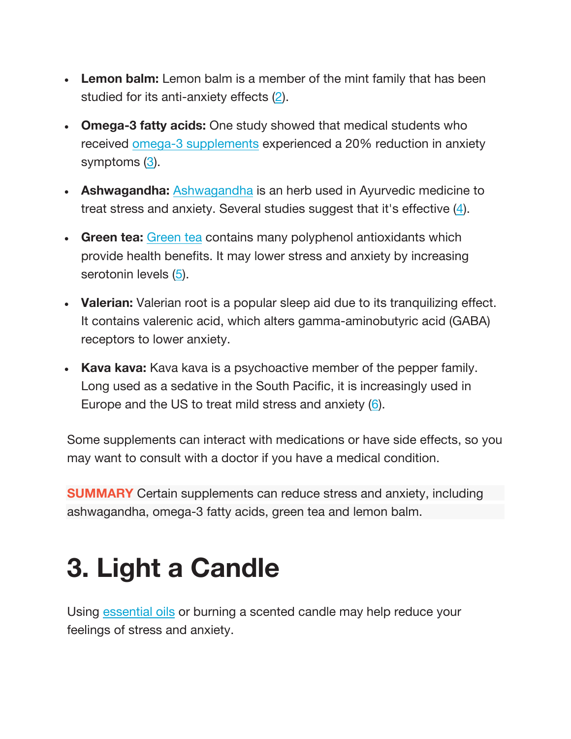- **Lemon balm:** Lemon balm is a member of the mint family that has been studied for its anti-anxiety effects (2).
- **Omega-3 fatty acids:** One study showed that medical students who received omega-3 supplements experienced a 20% reduction in anxiety symptoms (3).
- **Ashwagandha:** Ashwagandha is an herb used in Ayurvedic medicine to treat stress and anxiety. Several studies suggest that it's effective (4).
- **Green tea:** Green tea contains many polyphenol antioxidants which provide health benefits. It may lower stress and anxiety by increasing serotonin levels (5).
- **Valerian:** Valerian root is a popular sleep aid due to its tranquilizing effect. It contains valerenic acid, which alters gamma-aminobutyric acid (GABA) receptors to lower anxiety.
- **Kava kava:** Kava kava is a psychoactive member of the pepper family. Long used as a sedative in the South Pacific, it is increasingly used in Europe and the US to treat mild stress and anxiety (6).

Some supplements can interact with medications or have side effects, so you may want to consult with a doctor if you have a medical condition.

**SUMMARY** Certain supplements can reduce stress and anxiety, including ashwagandha, omega-3 fatty acids, green tea and lemon balm.

# 3. Light a Candle

Using essential oils or burning a scented candle may help reduce your feelings of stress and anxiety.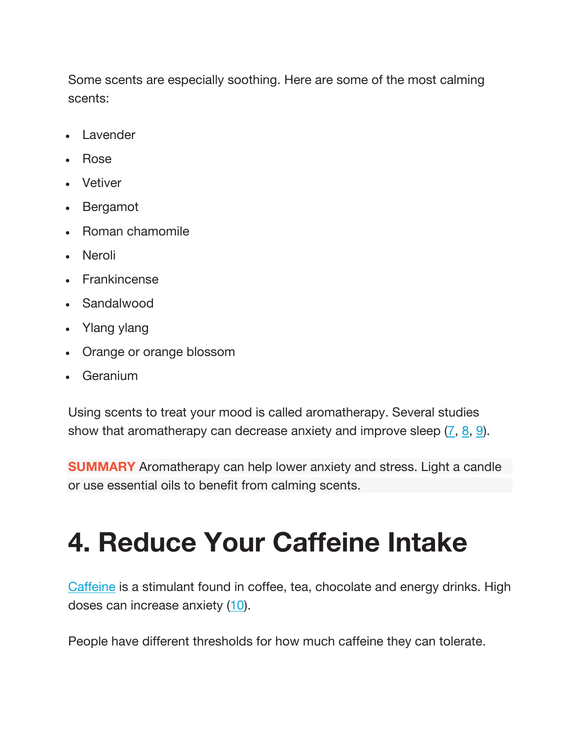Some scents are especially soothing. Here are some of the most calming scents:

- Lavender
- Rose
- Vetiver
- Bergamot
- Roman chamomile
- Neroli
- Frankincense
- Sandalwood
- Ylang ylang
- Orange or orange blossom
- Geranium

Using scents to treat your mood is called aromatherapy. Several studies show that aromatherapy can decrease anxiety and improve sleep (7, 8, 9).

**SUMMARY** Aromatherapy can help lower anxiety and stress. Light a candle or use essential oils to benefit from calming scents.

# 4. Reduce Your Caffeine Intake

Caffeine is a stimulant found in coffee, tea, chocolate and energy drinks. High doses can increase anxiety (10).

People have different thresholds for how much caffeine they can tolerate.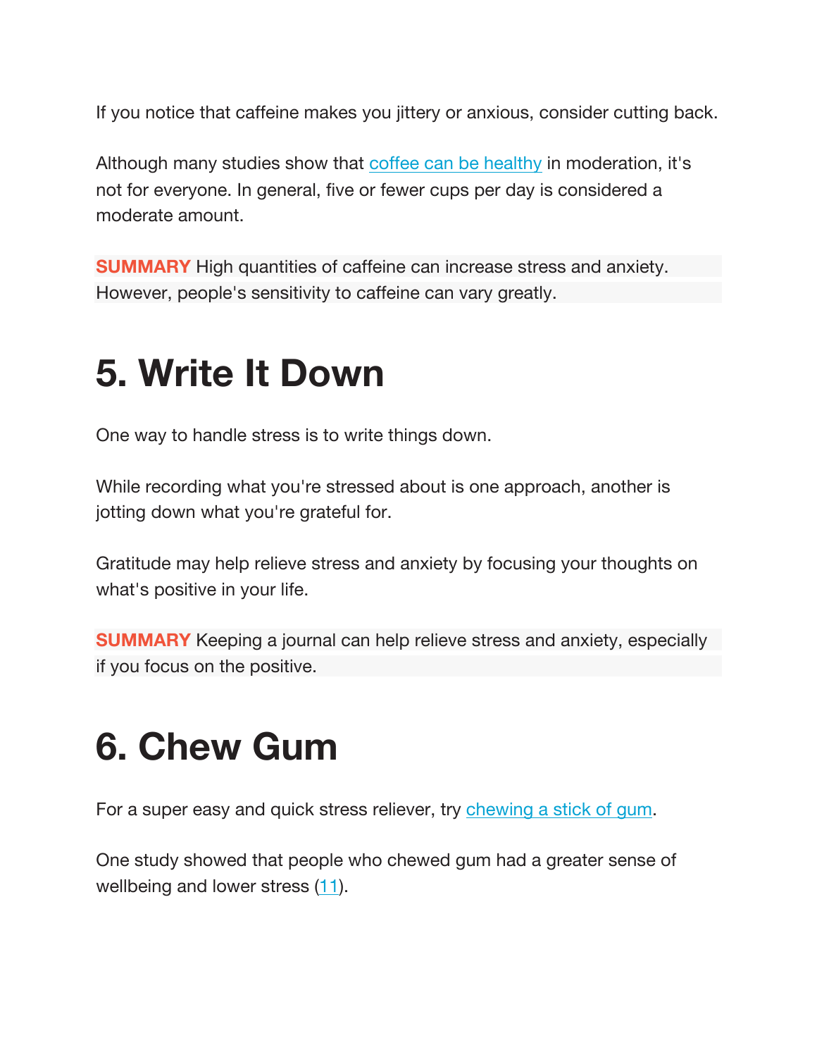If you notice that caffeine makes you jittery or anxious, consider cutting back.

Although many studies show that coffee can be healthy in moderation, it's not for everyone. In general, five or fewer cups per day is considered a moderate amount.

**SUMMARY** High quantities of caffeine can increase stress and anxiety. However, people's sensitivity to caffeine can vary greatly.

# 5. Write It Down

One way to handle stress is to write things down.

While recording what you're stressed about is one approach, another is jotting down what you're grateful for.

Gratitude may help relieve stress and anxiety by focusing your thoughts on what's positive in your life.

**SUMMARY** Keeping a journal can help relieve stress and anxiety, especially if you focus on the positive.

# 6. Chew Gum

For a super easy and quick stress reliever, try chewing a stick of gum.

One study showed that people who chewed gum had a greater sense of wellbeing and lower stress (11).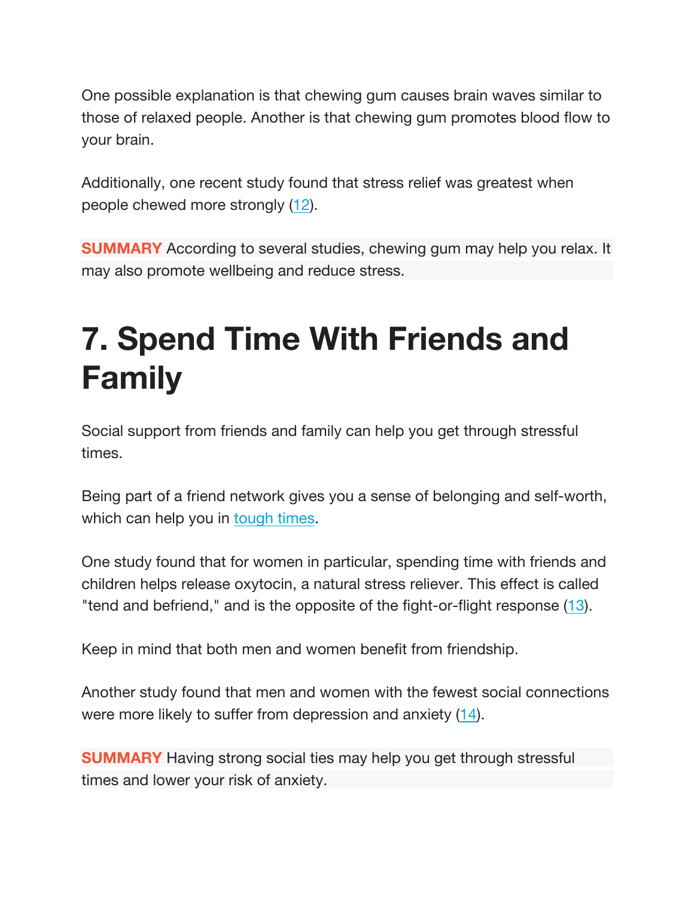One possible explanation is that chewing gum causes brain waves similar to those of relaxed people. Another is that chewing gum promotes blood flow to your brain.

Additionally, one recent study found that stress relief was greatest when people chewed more strongly (12).

**SUMMARY** According to several studies, chewing gum may help you relax. It may also promote wellbeing and reduce stress.

## 7. Spend Time With Friends and Family

Social support from friends and family can help you get through stressful times.

Being part of a friend network gives you a sense of belonging and self-worth, which can help you in tough times.

One study found that for women in particular, spending time with friends and children helps release oxytocin, a natural stress reliever. This effect is called "tend and befriend," and is the opposite of the fight-or-flight response (13).

Keep in mind that both men and women benefit from friendship.

Another study found that men and women with the fewest social connections were more likely to suffer from depression and anxiety (14).

**SUMMARY** Having strong social ties may help you get through stressful times and lower your risk of anxiety.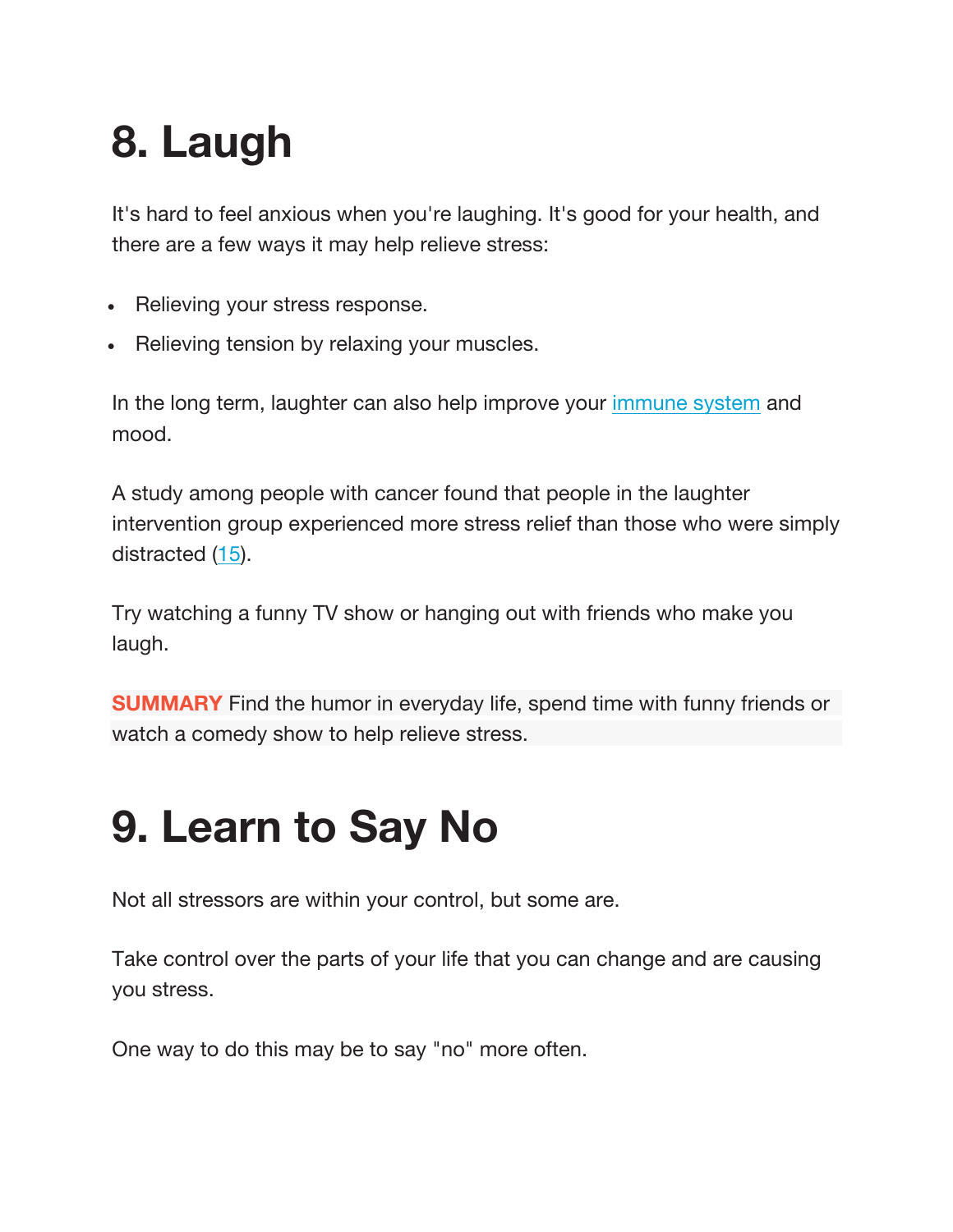# 8. Laugh

It's hard to feel anxious when you're laughing. It's good for your health, and there are a few ways it may help relieve stress:

- Relieving your stress response.
- Relieving tension by relaxing your muscles.

In the long term, laughter can also help improve your immune system and mood.

A study among people with cancer found that people in the laughter intervention group experienced more stress relief than those who were simply distracted (15).

Try watching a funny TV show or hanging out with friends who make you laugh.

**SUMMARY** Find the humor in everyday life, spend time with funny friends or watch a comedy show to help relieve stress.

# 9. Learn to Say No

Not all stressors are within your control, but some are.

Take control over the parts of your life that you can change and are causing you stress.

One way to do this may be to say "no" more often.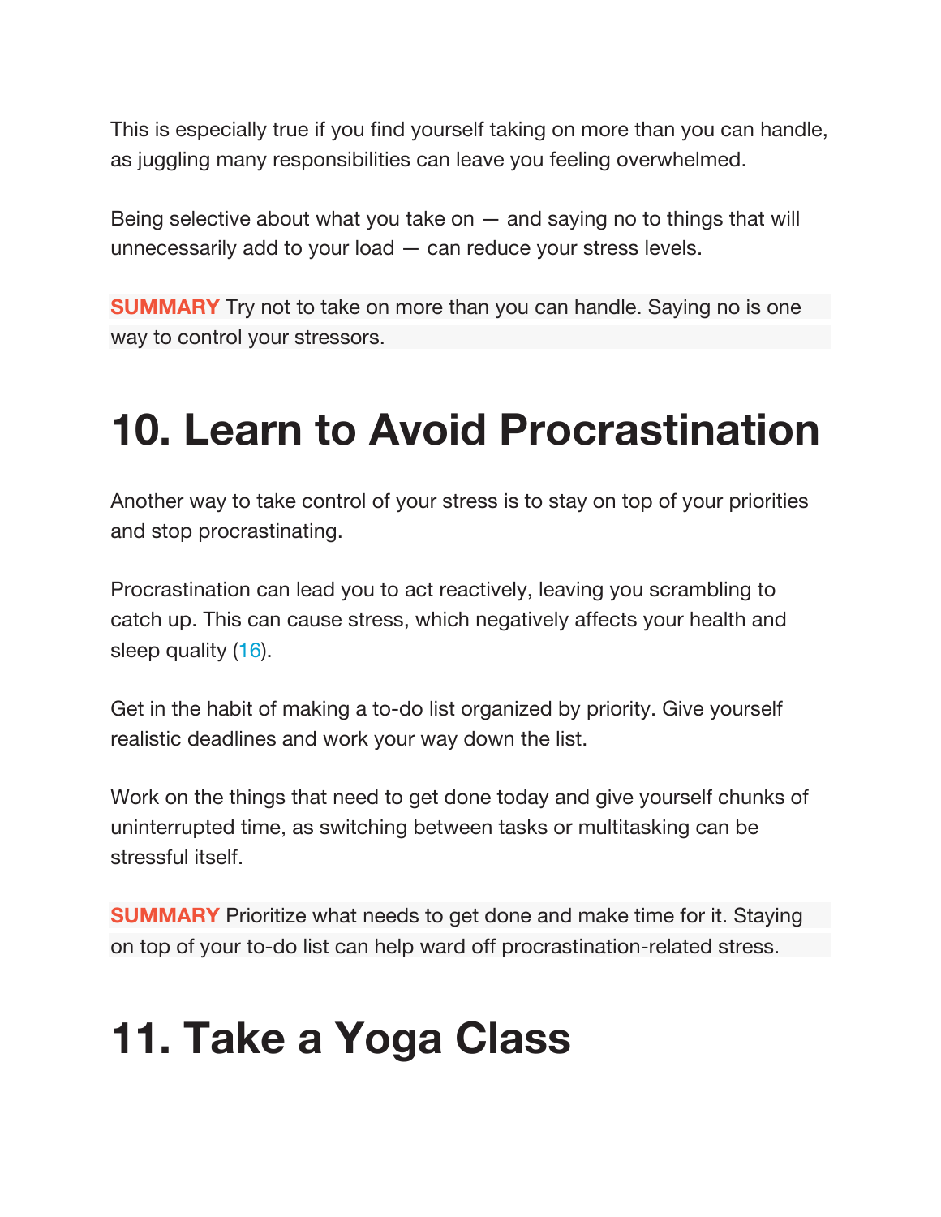This is especially true if you find yourself taking on more than you can handle, as juggling many responsibilities can leave you feeling overwhelmed.

Being selective about what you take on — and saying no to things that will unnecessarily add to your load — can reduce your stress levels.

**SUMMARY** Try not to take on more than you can handle. Saying no is one way to control your stressors.

# 10. Learn to Avoid Procrastination

Another way to take control of your stress is to stay on top of your priorities and stop procrastinating.

Procrastination can lead you to act reactively, leaving you scrambling to catch up. This can cause stress, which negatively affects your health and sleep quality (16).

Get in the habit of making a to-do list organized by priority. Give yourself realistic deadlines and work your way down the list.

Work on the things that need to get done today and give yourself chunks of uninterrupted time, as switching between tasks or multitasking can be stressful itself.

**SUMMARY** Prioritize what needs to get done and make time for it. Staying on top of your to-do list can help ward off procrastination-related stress.

# 11. Take a Yoga Class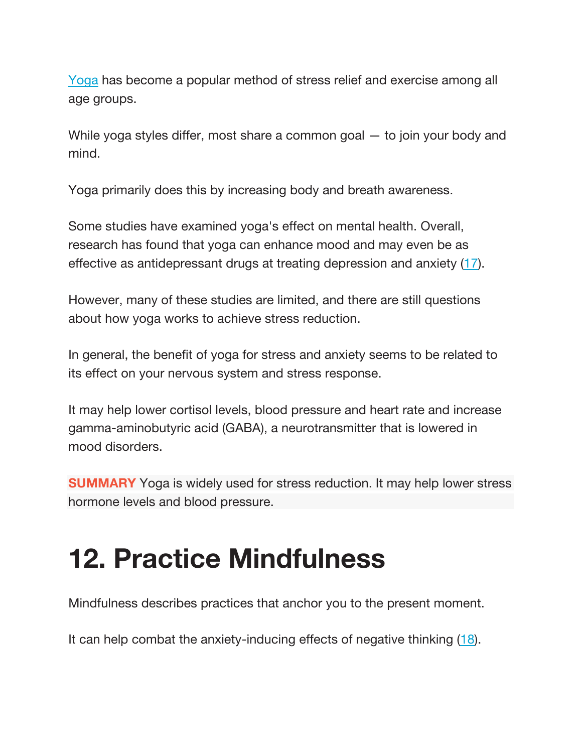Yoga has become a popular method of stress relief and exercise among all age groups.

While yoga styles differ, most share a common goal — to join your body and mind.

Yoga primarily does this by increasing body and breath awareness.

Some studies have examined yoga's effect on mental health. Overall, research has found that yoga can enhance mood and may even be as effective as antidepressant drugs at treating depression and anxiety (17).

However, many of these studies are limited, and there are still questions about how yoga works to achieve stress reduction.

In general, the benefit of yoga for stress and anxiety seems to be related to its effect on your nervous system and stress response.

It may help lower cortisol levels, blood pressure and heart rate and increase gamma-aminobutyric acid (GABA), a neurotransmitter that is lowered in mood disorders.

**SUMMARY** Yoga is widely used for stress reduction. It may help lower stress hormone levels and blood pressure.

# 12. Practice Mindfulness

Mindfulness describes practices that anchor you to the present moment.

It can help combat the anxiety-inducing effects of negative thinking (18).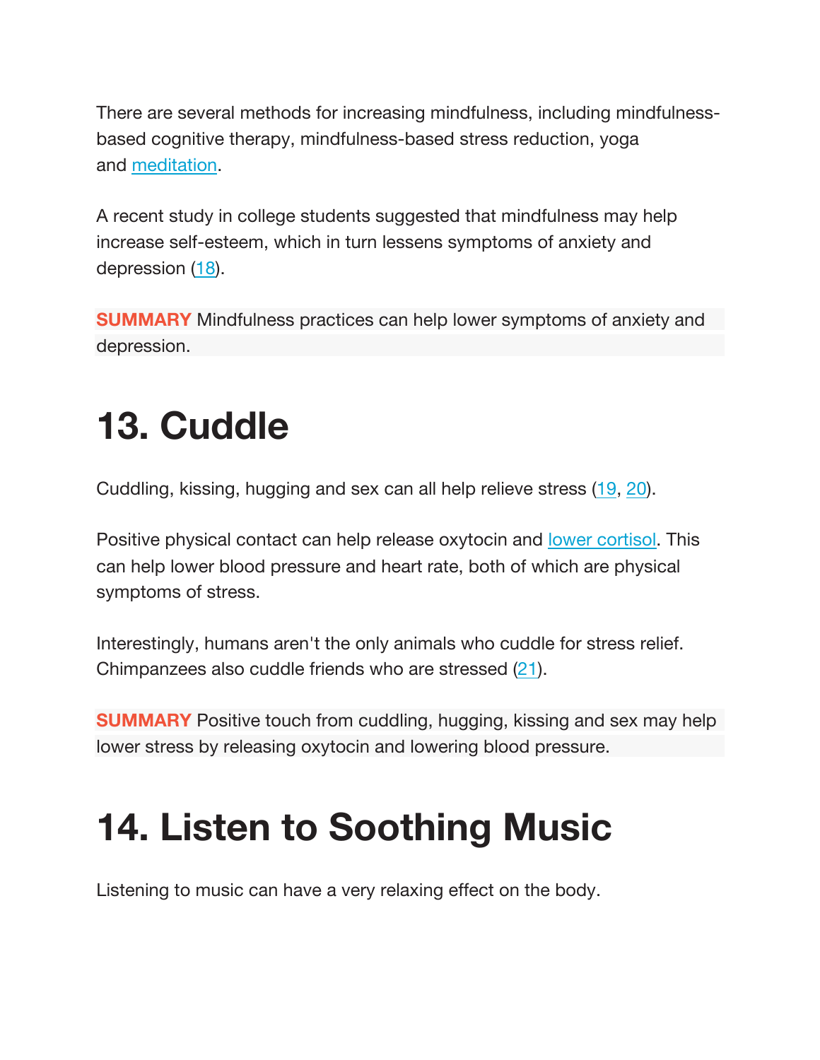There are several methods for increasing mindfulness, including mindfulness-based cognitive therapy, mindfulness-based stress reduction, yoga and meditation.

A recent study in college students suggested that mindfulness may help increase self-esteem, which in turn lessens symptoms of anxiety and depression (18).

**SUMMARY** Mindfulness practices can help lower symptoms of anxiety and depression.

# 13. Cuddle

Cuddling, kissing, hugging and sex can all help relieve stress (19, 20).

Positive physical contact can help release oxytocin and lower cortisol. This can help lower blood pressure and heart rate, both of which are physical symptoms of stress.

Interestingly, humans aren't the only animals who cuddle for stress relief. Chimpanzees also cuddle friends who are stressed (21).

**SUMMARY** Positive touch from cuddling, hugging, kissing and sex may help lower stress by releasing oxytocin and lowering blood pressure.

# 14. Listen to Soothing Music

Listening to music can have a very relaxing effect on the body.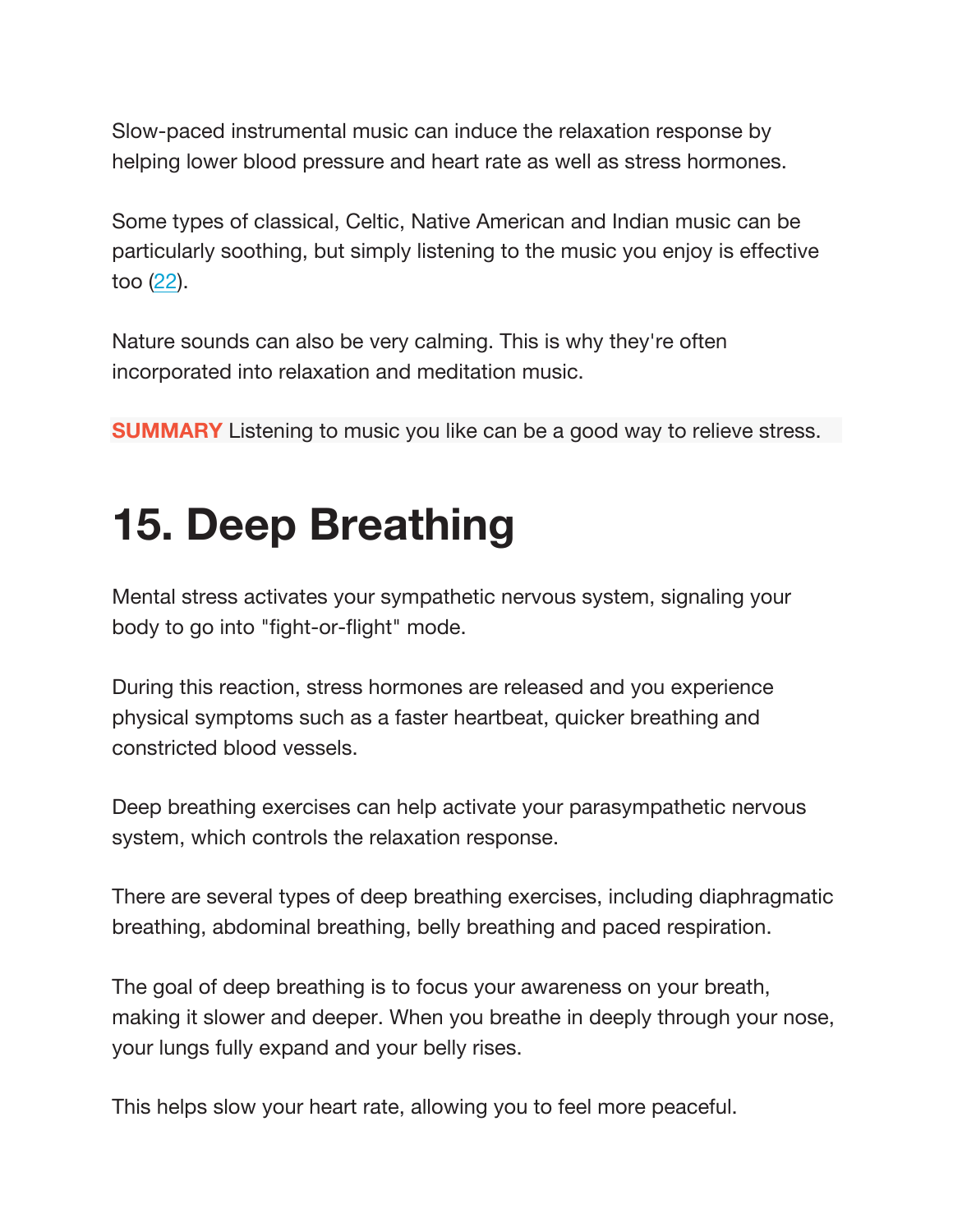Slow-paced instrumental music can induce the relaxation response by helping lower blood pressure and heart rate as well as stress hormones.

Some types of classical, Celtic, Native American and Indian music can be particularly soothing, but simply listening to the music you enjoy is effective too (22).

Nature sounds can also be very calming. This is why they're often incorporated into relaxation and meditation music.

**SUMMARY** Listening to music you like can be a good way to relieve stress.

# 15. Deep Breathing

Mental stress activates your sympathetic nervous system, signaling your body to go into "fight-or-flight" mode.

During this reaction, stress hormones are released and you experience physical symptoms such as a faster heartbeat, quicker breathing and constricted blood vessels.

Deep breathing exercises can help activate your parasympathetic nervous system, which controls the relaxation response.

There are several types of deep breathing exercises, including diaphragmatic breathing, abdominal breathing, belly breathing and paced respiration.

The goal of deep breathing is to focus your awareness on your breath, making it slower and deeper. When you breathe in deeply through your nose, your lungs fully expand and your belly rises.

This helps slow your heart rate, allowing you to feel more peaceful.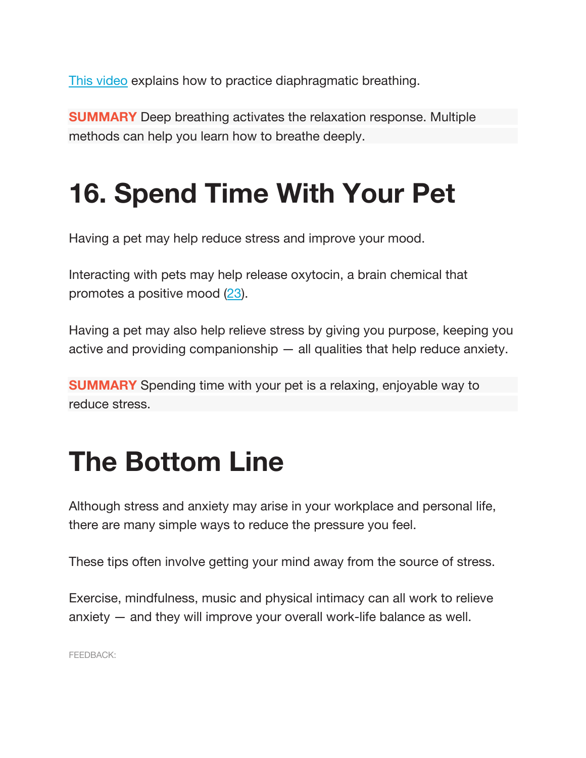[This video](#) explains how to practice diaphragmatic breathing.

**SUMMARY** Deep breathing activates the relaxation response. Multiple methods can help you learn how to breathe deeply.

# 16. Spend Time With Your Pet

Having a pet may help reduce stress and improve your mood.

Interacting with pets may help release oxytocin, a brain chemical that promotes a positive mood (23).

Having a pet may also help relieve stress by giving you purpose, keeping you active and providing companionship — all qualities that help reduce anxiety.

**SUMMARY** Spending time with your pet is a relaxing, enjoyable way to reduce stress.

# The Bottom Line

Although stress and anxiety may arise in your workplace and personal life, there are many simple ways to reduce the pressure you feel.

These tips often involve getting your mind away from the source of stress.

Exercise, mindfulness, music and physical intimacy can all work to relieve anxiety — and they will improve your overall work-life balance as well.

FEEDBACK: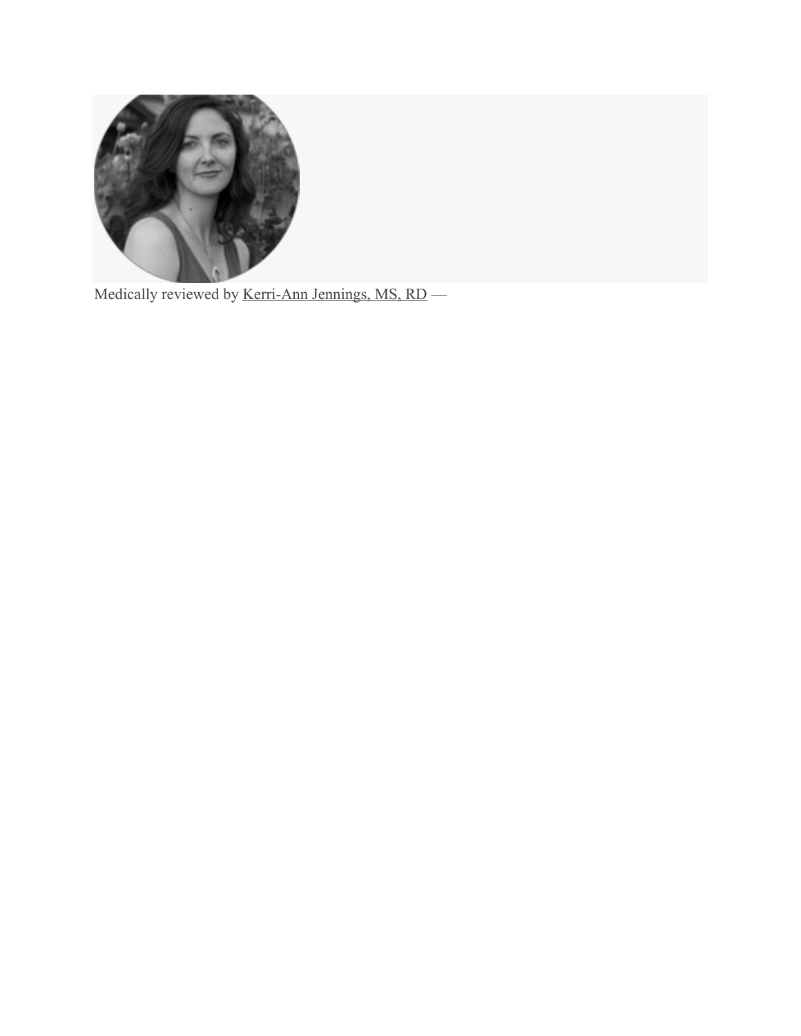Medically reviewed by Kerri-Ann Jennings, MS, RD —